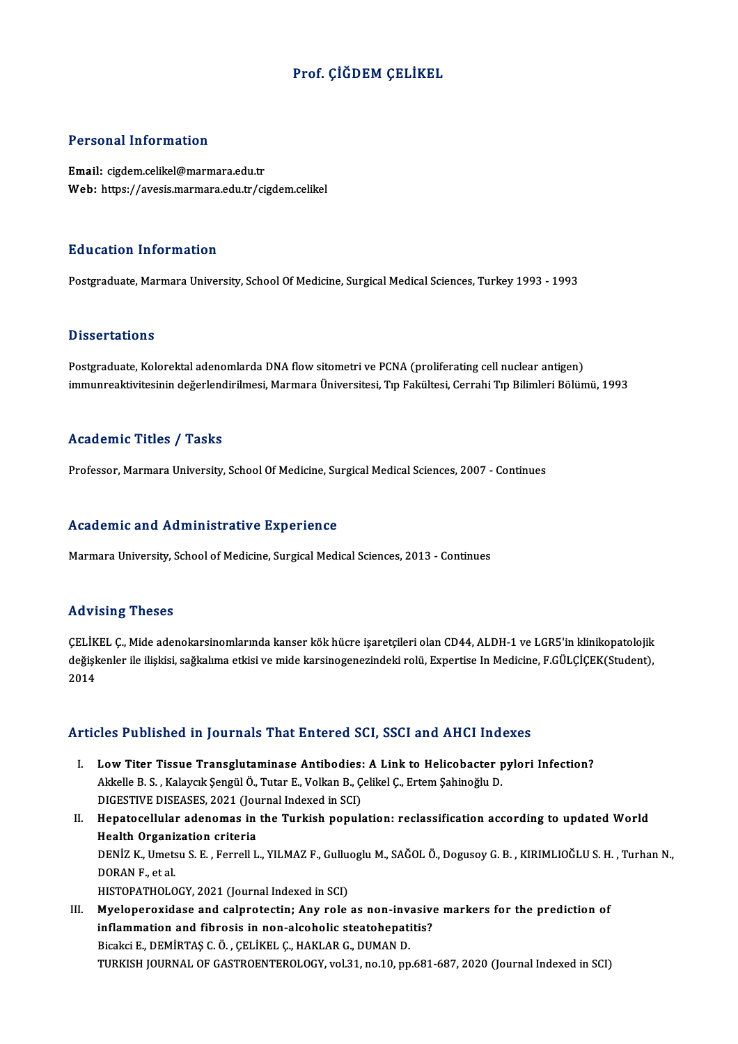# Prof. ÇİĞDEM ÇELİKEL

## Personal Information

**Email:** cigdem.celikel@marmara.edu.tr
**Web:** https://avesis.marmara.edu.tr/cigdem.celikel

## Education Information

Postgraduate, Marmara University, School Of Medicine, Surgical Medical Sciences, Turkey 1993 - 1993

## Dissertations

Postgraduate, Kolorektal adenomlarda DNA flow sitometri ve PCNA (proliferating cell nuclear antigen) immunreaktivitesinin değerlendirilmesi, Marmara Üniversitesi, Tıp Fakültesi, Cerrahi Tıp Bilimleri Bölümü, 1993

## Academic Titles / Tasks

Professor, Marmara University, School Of Medicine, Surgical Medical Sciences, 2007 - Continues

## Academic and Administrative Experience

Marmara University, School of Medicine, Surgical Medical Sciences, 2013 - Continues

## Advising Theses

ÇELİKEL Ç., Mide adenokarsinomlarında kanser kök hücre işaretçileri olan CD44, ALDH-1 ve LGR5'in klinikopatolojik değişkenler ile ilişkisi, sağkalıma etkisi ve mide karsinogenezindeki rolü, Expertise In Medicine, F.GÜLÇİÇEK(Student), 2014

## Articles Published in Journals That Entered SCI, SSCI and AHCI Indexes

I. **Low Titer Tissue Transglutaminase Antibodies: A Link to Helicobacter pylori Infection?**
   Akkelle B. S. , Kalaycık Şengül Ö., Tutar E., Volkan B., Çelikel Ç., Ertem Şahinoğlu D.
   DIGESTIVE DISEASES, 2021 (Journal Indexed in SCI)

II. **Hepatocellular adenomas in the Turkish population: reclassification according to updated World Health Organization criteria**
   DENİZ K., Umetsu S. E. , Ferrell L., YILMAZ F., Gulluoglu M., SAĞOL Ö., Dogusoy G. B. , KIRIMLIOĞLU S. H. , Turhan N., DORAN F., et al.
   HISTOPATHOLOGY, 2021 (Journal Indexed in SCI)

III. **Myeloperoxidase and calprotectin; Any role as non-invasive markers for the prediction of inflammation and fibrosis in non-alcoholic steatohepatitis?**
   Bicakci E., DEMİRTAŞ C. Ö. , ÇELİKEL Ç., HAKLAR G., DUMAN D.
   TURKISH JOURNAL OF GASTROENTEROLOGY, vol.31, no.10, pp.681-687, 2020 (Journal Indexed in SCI)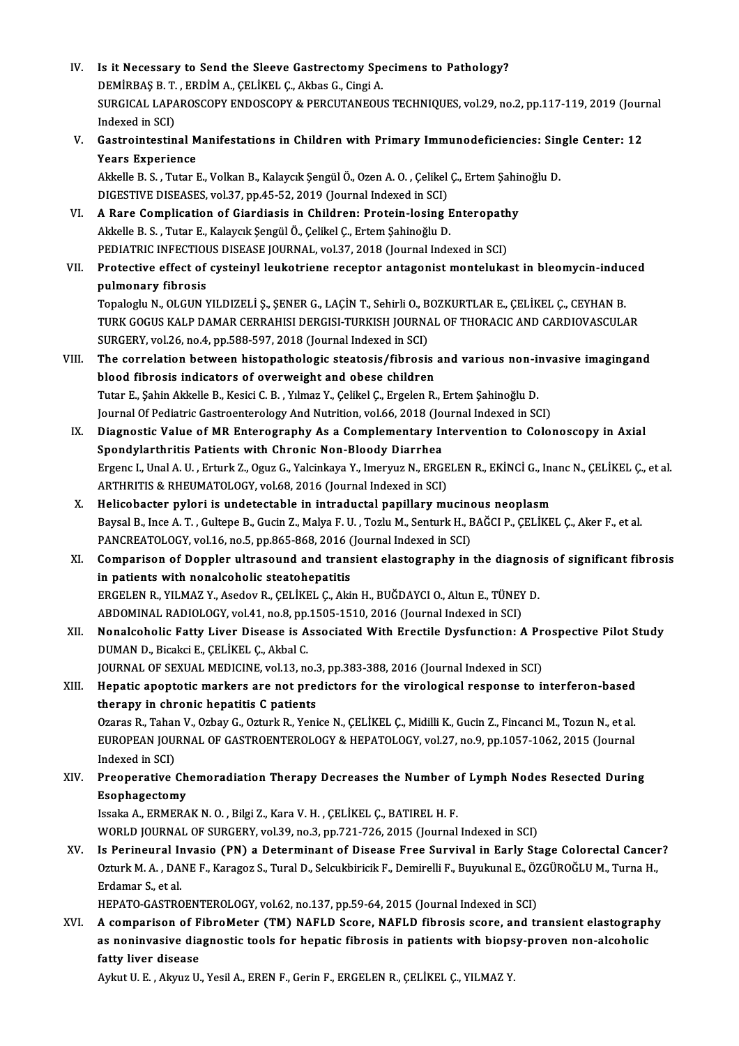IV. **Is it Necessary to Send the Sleeve Gastrectomy Specimens to Pathology?**
DEMİRBAŞ B. T. , ERDİM A., ÇELİKEL Ç., Akbas G., Cingi A.
SURGICAL LAPAROSCOPY ENDOSCOPY & PERCUTANEOUS TECHNIQUES, vol.29, no.2, pp.117-119, 2019 (Journal Indexed in SCI)

V. **Gastrointestinal Manifestations in Children with Primary Immunodeficiencies: Single Center: 12 Years Experience**
Akkelle B. S. , Tutar E., Volkan B., Kalaycık Şengül Ö., Ozen A. O. , Çelikel Ç., Ertem Şahinoğlu D.
DIGESTIVE DISEASES, vol.37, pp.45-52, 2019 (Journal Indexed in SCI)

VI. **A Rare Complication of Giardiasis in Children: Protein-losing Enteropathy**
Akkelle B. S. , Tutar E., Kalaycık Şengül Ö., Çelikel Ç., Ertem Şahinoğlu D.
PEDIATRIC INFECTIOUS DISEASE JOURNAL, vol.37, 2018 (Journal Indexed in SCI)

VII. **Protective effect of cysteinyl leukotriene receptor antagonist montelukast in bleomycin-induced pulmonary fibrosis**
Topaloglu N., OLGUN YILDIZELİ Ş., ŞENER G., LAÇİN T., Sehirli O., BOZKURTLAR E., ÇELİKEL Ç., CEYHAN B.
TURK GOGUS KALP DAMAR CERRAHISI DERGISI-TURKISH JOURNAL OF THORACIC AND CARDIOVASCULAR SURGERY, vol.26, no.4, pp.588-597, 2018 (Journal Indexed in SCI)

VIII. **The correlation between histopathologic steatosis/fibrosis and various non-invasive imagingand blood fibrosis indicators of overweight and obese children**
Tutar E., Şahin Akkelle B., Kesici C. B. , Yılmaz Y., Çelikel Ç., Ergelen R., Ertem Şahinoğlu D.
Journal Of Pediatric Gastroenterology And Nutrition, vol.66, 2018 (Journal Indexed in SCI)

IX. **Diagnostic Value of MR Enterography As a Complementary Intervention to Colonoscopy in Axial Spondylarthritis Patients with Chronic Non-Bloody Diarrhea**
Ergenc I., Unal A. U. , Erturk Z., Oguz G., Yalcinkaya Y., Imeryuz N., ERGELEN R., EKİNCİ G., Inanc N., ÇELİKEL Ç., et al.
ARTHRITIS & RHEUMATOLOGY, vol.68, 2016 (Journal Indexed in SCI)

X. **Helicobacter pylori is undetectable in intraductal papillary mucinous neoplasm**
Baysal B., Ince A. T. , Gultepe B., Gucin Z., Malya F. U. , Tozlu M., Senturk H., BAĞCI P., ÇELİKEL Ç., Aker F., et al.
PANCREATOLOGY, vol.16, no.5, pp.865-868, 2016 (Journal Indexed in SCI)

XI. **Comparison of Doppler ultrasound and transient elastography in the diagnosis of significant fibrosis in patients with nonalcoholic steatohepatitis**
ERGELEN R., YILMAZ Y., Asedov R., ÇELİKEL Ç., Akin H., BUĞDAYCI O., Altun E., TÜNEY D.
ABDOMINAL RADIOLOGY, vol.41, no.8, pp.1505-1510, 2016 (Journal Indexed in SCI)

XII. **Nonalcoholic Fatty Liver Disease is Associated With Erectile Dysfunction: A Prospective Pilot Study**
DUMAN D., Bicakci E., ÇELİKEL Ç., Akbal C.
JOURNAL OF SEXUAL MEDICINE, vol.13, no.3, pp.383-388, 2016 (Journal Indexed in SCI)

XIII. **Hepatic apoptotic markers are not predictors for the virological response to interferon-based therapy in chronic hepatitis C patients**
Ozaras R., Tahan V., Ozbay G., Ozturk R., Yenice N., ÇELİKEL Ç., Midilli K., Gucin Z., Fincanci M., Tozun N., et al.
EUROPEAN JOURNAL OF GASTROENTEROLOGY & HEPATOLOGY, vol.27, no.9, pp.1057-1062, 2015 (Journal Indexed in SCI)

XIV. **Preoperative Chemoradiation Therapy Decreases the Number of Lymph Nodes Resected During Esophagectomy**
Issaka A., ERMERAK N. O. , Bilgi Z., Kara V. H. , ÇELİKEL Ç., BATIREL H. F.
WORLD JOURNAL OF SURGERY, vol.39, no.3, pp.721-726, 2015 (Journal Indexed in SCI)

XV. **Is Perineural Invasio (PN) a Determinant of Disease Free Survival in Early Stage Colorectal Cancer?**
Ozturk M. A. , DANE F., Karagoz S., Tural D., Selcukbiricik F., Demirelli F., Buyukunal E., ÖZGÜROĞLU M., Turna H., Erdamar S., et al.
HEPATO-GASTROENTEROLOGY, vol.62, no.137, pp.59-64, 2015 (Journal Indexed in SCI)

XVI. **A comparison of FibroMeter (TM) NAFLD Score, NAFLD fibrosis score, and transient elastography as noninvasive diagnostic tools for hepatic fibrosis in patients with biopsy-proven non-alcoholic fatty liver disease**
Aykut U. E. , Akyuz U., Yesil A., EREN F., Gerin F., ERGELEN R., ÇELİKEL Ç., YILMAZ Y.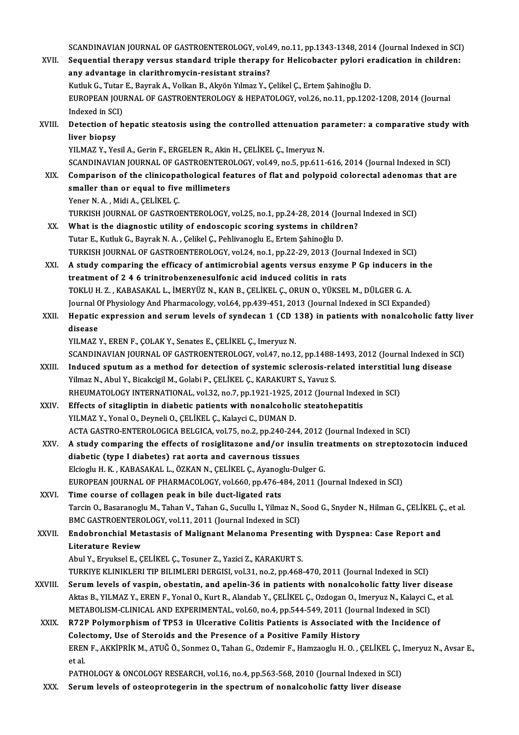SCANDINAVIAN JOURNAL OF GASTROENTEROLOGY, vol.49, no.11, pp.1343-1348, 2014 (Journal Indexed in SCI)

XVII. **Sequential therapy versus standard triple therapy for Helicobacter pylori eradication in children: any advantage in clarithromycin-resistant strains?**
Kutluk G., Tutar E., Bayrak A., Volkan B., Akyön Yılmaz Y., Çelikel Ç., Ertem Şahinoğlu D.
EUROPEAN JOURNAL OF GASTROENTEROLOGY & HEPATOLOGY, vol.26, no.11, pp.1202-1208, 2014 (Journal Indexed in SCI)

XVIII. **Detection of hepatic steatosis using the controlled attenuation parameter: a comparative study with liver biopsy**
YILMAZ Y., Yesil A., Gerin F., ERGELEN R., Akin H., ÇELİKEL Ç., Imeryuz N.
SCANDINAVIAN JOURNAL OF GASTROENTEROLOGY, vol.49, no.5, pp.611-616, 2014 (Journal Indexed in SCI)

XIX. **Comparison of the clinicopathological features of flat and polypoid colorectal adenomas that are smaller than or equal to five millimeters**
Yener N. A. , Midi A., ÇELİKEL Ç.
TURKISH JOURNAL OF GASTROENTEROLOGY, vol.25, no.1, pp.24-28, 2014 (Journal Indexed in SCI)

XX. **What is the diagnostic utility of endoscopic scoring systems in children?**
Tutar E., Kutluk G., Bayrak N. A. , Çelikel Ç., Pehlivanoglu E., Ertem Şahinoğlu D.
TURKISH JOURNAL OF GASTROENTEROLOGY, vol.24, no.1, pp.22-29, 2013 (Journal Indexed in SCI)

XXI. **A study comparing the efficacy of antimicrobial agents versus enzyme P Gp inducers in the treatment of 2 4 6 trinitrobenzenesulfonic acid induced colitis in rats**
TOKLU H. Z. , KABASAKAL L., İMERYÜZ N., KAN B., ÇELİKEL Ç., ORUN O., YÜKSEL M., DÜLGER G. A.
Journal Of Physiology And Pharmacology, vol.64, pp.439-451, 2013 (Journal Indexed in SCI Expanded)

XXII. **Hepatic expression and serum levels of syndecan 1 (CD 138) in patients with nonalcoholic fatty liver disease**
YILMAZ Y., EREN F., ÇOLAK Y., Senates E., ÇELİKEL Ç., Imeryuz N.
SCANDINAVIAN JOURNAL OF GASTROENTEROLOGY, vol.47, no.12, pp.1488-1493, 2012 (Journal Indexed in SCI)

XXIII. **Induced sputum as a method for detection of systemic sclerosis-related interstitial lung disease**
Yilmaz N., Abul Y., Bicakcigil M., Golabi P., ÇELİKEL Ç., KARAKURT S., Yavuz S.
RHEUMATOLOGY INTERNATIONAL, vol.32, no.7, pp.1921-1925, 2012 (Journal Indexed in SCI)

XXIV. **Effects of sitagliptin in diabetic patients with nonalcoholic steatohepatitis**
YILMAZ Y., Yonal O., Deyneli O., ÇELİKEL Ç., Kalayci C., DUMAN D.
ACTA GASTRO-ENTEROLOGICA BELGICA, vol.75, no.2, pp.240-244, 2012 (Journal Indexed in SCI)

XXV. **A study comparing the effects of rosiglitazone and/or insulin treatments on streptozotocin induced diabetic (type I diabetes) rat aorta and cavernous tissues**
Elcioglu H. K. , KABASAKAL L., ÖZKAN N., ÇELİKEL Ç., Ayanoglu-Dulger G.
EUROPEAN JOURNAL OF PHARMACOLOGY, vol.660, pp.476-484, 2011 (Journal Indexed in SCI)

XXVI. **Time course of collagen peak in bile duct-ligated rats**
Tarcin O., Basaranoglu M., Tahan V., Tahan G., Sucullu I., Yilmaz N., Sood G., Snyder N., Hilman G., ÇELİKEL Ç., et al.
BMC GASTROENTEROLOGY, vol.11, 2011 (Journal Indexed in SCI)

XXVII. **Endobronchial Metastasis of Malignant Melanoma Presenting with Dyspnea: Case Report and Literature Review**
Abul Y., Eryuksel E., ÇELİKEL Ç., Tosuner Z., Yazici Z., KARAKURT S.
TURKIYE KLINIKLERI TIP BILIMLERI DERGISI, vol.31, no.2, pp.468-470, 2011 (Journal Indexed in SCI)

XXVIII. **Serum levels of vaspin, obestatin, and apelin-36 in patients with nonalcoholic fatty liver disease**
Aktas B., YILMAZ Y., EREN F., Yonal O., Kurt R., Alandab Y., ÇELİKEL Ç., Ozdogan O., Imeryuz N., Kalayci C., et al.
METABOLISM-CLINICAL AND EXPERIMENTAL, vol.60, no.4, pp.544-549, 2011 (Journal Indexed in SCI)

XXIX. **R72P Polymorphism of TP53 in Ulcerative Colitis Patients is Associated with the Incidence of Colectomy, Use of Steroids and the Presence of a Positive Family History**
EREN F., AKKİPRİK M., ATUĞ Ö., Sonmez O., Tahan G., Ozdemir F., Hamzaoglu H. O. , ÇELİKEL Ç., Imeryuz N., Avsar E., et al.
PATHOLOGY & ONCOLOGY RESEARCH, vol.16, no.4, pp.563-568, 2010 (Journal Indexed in SCI)

XXX. **Serum levels of osteoprotegerin in the spectrum of nonalcoholic fatty liver disease**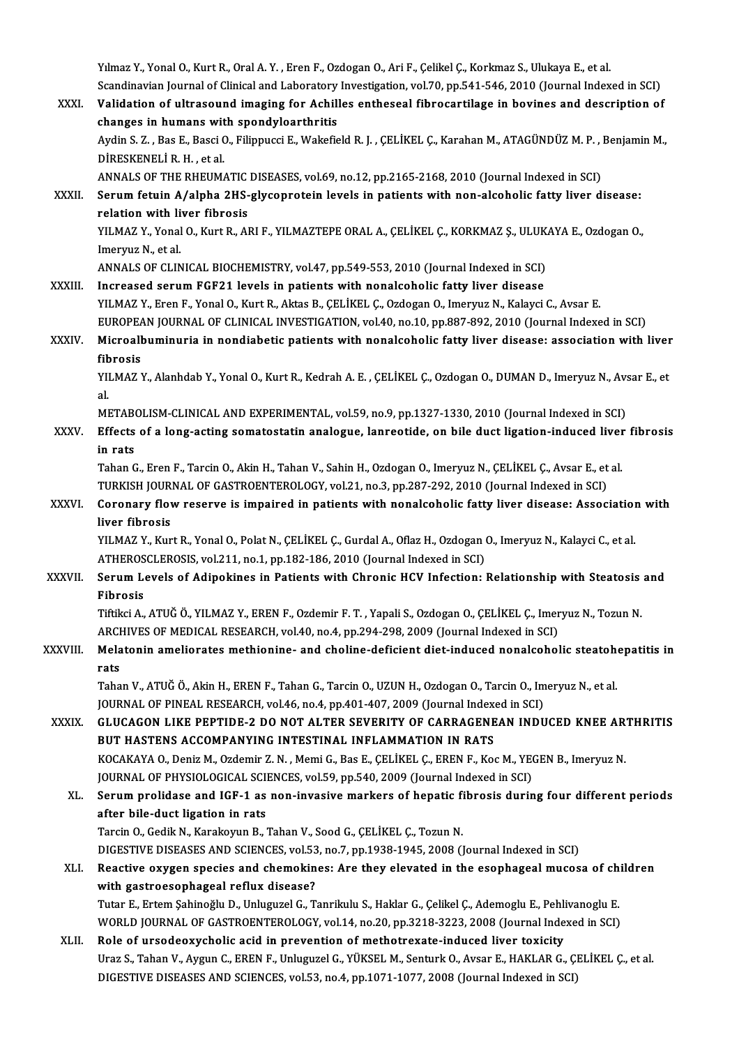Yılmaz Y., Yonal O., Kurt R., Oral A. Y. , Eren F., Ozdogan O., Ari F., Çelikel Ç., Korkmaz S., Ulukaya E., et al.
Scandinavian Journal of Clinical and Laboratory Investigation, vol.70, pp.541-546, 2010 (Journal Indexed in SCI)

XXXI. **Validation of ultrasound imaging for Achilles entheseal fibrocartilage in bovines and description of changes in humans with spondyloarthritis**
Aydin S. Z. , Bas E., Basci O., Filippucci E., Wakefield R. J. , ÇELİKEL Ç., Karahan M., ATAGÜNDÜZ M. P. , Benjamin M., DİRESKENELİ R. H. , et al.
ANNALS OF THE RHEUMATIC DISEASES, vol.69, no.12, pp.2165-2168, 2010 (Journal Indexed in SCI)

XXXII. **Serum fetuin A/alpha 2HS-glycoprotein levels in patients with non-alcoholic fatty liver disease: relation with liver fibrosis**
YILMAZ Y., Yonal O., Kurt R., ARI F., YILMAZTEPE ORAL A., ÇELİKEL Ç., KORKMAZ Ş., ULUKAYA E., Ozdogan O., Imeryuz N., et al.
ANNALS OF CLINICAL BIOCHEMISTRY, vol.47, pp.549-553, 2010 (Journal Indexed in SCI)

XXXIII. **Increased serum FGF21 levels in patients with nonalcoholic fatty liver disease**
YILMAZ Y., Eren F., Yonal O., Kurt R., Aktas B., ÇELİKEL Ç., Ozdogan O., Imeryuz N., Kalayci C., Avsar E.
EUROPEAN JOURNAL OF CLINICAL INVESTIGATION, vol.40, no.10, pp.887-892, 2010 (Journal Indexed in SCI)

XXXIV. **Microalbuminuria in nondiabetic patients with nonalcoholic fatty liver disease: association with liver fibrosis**
YILMAZ Y., Alanhdab Y., Yonal O., Kurt R., Kedrah A. E. , ÇELİKEL Ç., Ozdogan O., DUMAN D., Imeryuz N., Avsar E., et al.
METABOLISM-CLINICAL AND EXPERIMENTAL, vol.59, no.9, pp.1327-1330, 2010 (Journal Indexed in SCI)

XXXV. **Effects of a long-acting somatostatin analogue, lanreotide, on bile duct ligation-induced liver fibrosis in rats**
Tahan G., Eren F., Tarcin O., Akin H., Tahan V., Sahin H., Ozdogan O., Imeryuz N., ÇELİKEL Ç., Avsar E., et al.
TURKISH JOURNAL OF GASTROENTEROLOGY, vol.21, no.3, pp.287-292, 2010 (Journal Indexed in SCI)

XXXVI. **Coronary flow reserve is impaired in patients with nonalcoholic fatty liver disease: Association with liver fibrosis**
YILMAZ Y., Kurt R., Yonal O., Polat N., ÇELİKEL Ç., Gurdal A., Oflaz H., Ozdogan O., Imeryuz N., Kalayci C., et al.
ATHEROSCLEROSIS, vol.211, no.1, pp.182-186, 2010 (Journal Indexed in SCI)

XXXVII. **Serum Levels of Adipokines in Patients with Chronic HCV Infection: Relationship with Steatosis and Fibrosis**
Tiftikci A., ATUĞ Ö., YILMAZ Y., EREN F., Ozdemir F. T. , Yapali S., Ozdogan O., ÇELİKEL Ç., Imeryuz N., Tozun N.
ARCHIVES OF MEDICAL RESEARCH, vol.40, no.4, pp.294-298, 2009 (Journal Indexed in SCI)

XXXVIII. **Melatonin ameliorates methionine- and choline-deficient diet-induced nonalcoholic steatohepatitis in rats**
Tahan V., ATUĞ Ö., Akin H., EREN F., Tahan G., Tarcin O., UZUN H., Ozdogan O., Tarcin O., Imeryuz N., et al.
JOURNAL OF PINEAL RESEARCH, vol.46, no.4, pp.401-407, 2009 (Journal Indexed in SCI)

XXXIX. **GLUCAGON LIKE PEPTIDE-2 DO NOT ALTER SEVERITY OF CARRAGENEAN INDUCED KNEE ARTHRITIS BUT HASTENS ACCOMPANYING INTESTINAL INFLAMMATION IN RATS**
KOCAKAYA O., Deniz M., Ozdemir Z. N. , Memi G., Bas E., ÇELİKEL Ç., EREN F., Koc M., YEGEN B., Imeryuz N.
JOURNAL OF PHYSIOLOGICAL SCIENCES, vol.59, pp.540, 2009 (Journal Indexed in SCI)

XL. **Serum prolidase and IGF-1 as non-invasive markers of hepatic fibrosis during four different periods after bile-duct ligation in rats**
Tarcin O., Gedik N., Karakoyun B., Tahan V., Sood G., ÇELİKEL Ç., Tozun N.
DIGESTIVE DISEASES AND SCIENCES, vol.53, no.7, pp.1938-1945, 2008 (Journal Indexed in SCI)

XLI. **Reactive oxygen species and chemokines: Are they elevated in the esophageal mucosa of children with gastroesophageal reflux disease?**
Tutar E., Ertem Şahinoğlu D., Unluguzel G., Tanrikulu S., Haklar G., Çelikel Ç., Ademoglu E., Pehlivanoglu E.
WORLD JOURNAL OF GASTROENTEROLOGY, vol.14, no.20, pp.3218-3223, 2008 (Journal Indexed in SCI)

XLII. **Role of ursodeoxycholic acid in prevention of methotrexate-induced liver toxicity**
Uraz S., Tahan V., Aygun C., EREN F., Unluguzel G., YÜKSEL M., Senturk O., Avsar E., HAKLAR G., ÇELİKEL Ç., et al.
DIGESTIVE DISEASES AND SCIENCES, vol.53, no.4, pp.1071-1077, 2008 (Journal Indexed in SCI)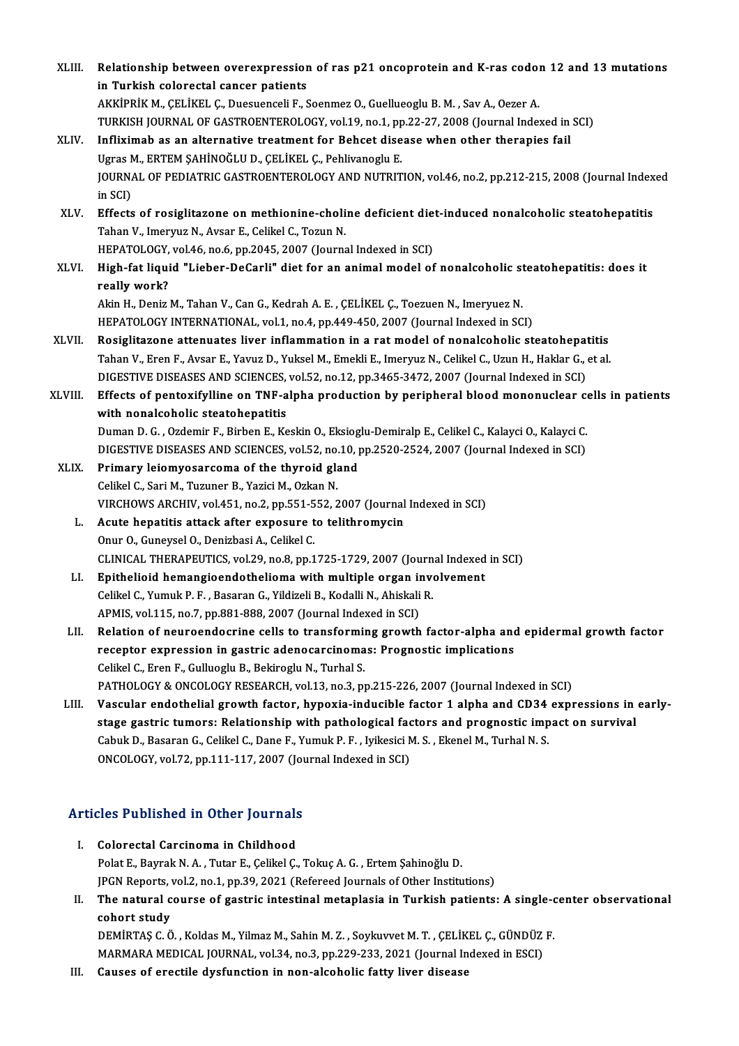XLIII. **Relationship between overexpression of ras p21 oncoprotein and K-ras codon 12 and 13 mutations in Turkish colorectal cancer patients**
AKKİPRİK M., ÇELİKEL Ç., Duesuenceli F., Soenmez O., Guellueoglu B. M. , Sav A., Oezer A.
TURKISH JOURNAL OF GASTROENTEROLOGY, vol.19, no.1, pp.22-27, 2008 (Journal Indexed in SCI)

XLIV. **Infliximab as an alternative treatment for Behcet disease when other therapies fail**
Ugras M., ERTEM ŞAHİNOĞLU D., ÇELİKEL Ç., Pehlivanoglu E.
JOURNAL OF PEDIATRIC GASTROENTEROLOGY AND NUTRITION, vol.46, no.2, pp.212-215, 2008 (Journal Indexed in SCI)

XLV. **Effects of rosiglitazone on methionine-choline deficient diet-induced nonalcoholic steatohepatitis**
Tahan V., Imeryuz N., Avsar E., Celikel C., Tozun N.
HEPATOLOGY, vol.46, no.6, pp.2045, 2007 (Journal Indexed in SCI)

XLVI. **High-fat liquid "Lieber-DeCarli" diet for an animal model of nonalcoholic steatohepatitis: does it really work?**
Akin H., Deniz M., Tahan V., Can G., Kedrah A. E. , ÇELİKEL Ç., Toezuen N., Imeryuez N.
HEPATOLOGY INTERNATIONAL, vol.1, no.4, pp.449-450, 2007 (Journal Indexed in SCI)

XLVII. **Rosiglitazone attenuates liver inflammation in a rat model of nonalcoholic steatohepatitis**
Tahan V., Eren F., Avsar E., Yavuz D., Yuksel M., Emekli E., Imeryuz N., Celikel C., Uzun H., Haklar G., et al.
DIGESTIVE DISEASES AND SCIENCES, vol.52, no.12, pp.3465-3472, 2007 (Journal Indexed in SCI)

XLVIII. **Effects of pentoxifylline on TNF-alpha production by peripheral blood mononuclear cells in patients with nonalcoholic steatohepatitis**
Duman D. G. , Ozdemir F., Birben E., Keskin O., Eksioglu-Demiralp E., Celikel C., Kalayci O., Kalayci C.
DIGESTIVE DISEASES AND SCIENCES, vol.52, no.10, pp.2520-2524, 2007 (Journal Indexed in SCI)

XLIX. **Primary leiomyosarcoma of the thyroid gland**
Celikel C., Sari M., Tuzuner B., Yazici M., Ozkan N.
VIRCHOWS ARCHIV, vol.451, no.2, pp.551-552, 2007 (Journal Indexed in SCI)

L. **Acute hepatitis attack after exposure to telithromycin**
Onur O., Guneysel O., Denizbasi A., Celikel C.
CLINICAL THERAPEUTICS, vol.29, no.8, pp.1725-1729, 2007 (Journal Indexed in SCI)

LI. **Epithelioid hemangioendothelioma with multiple organ involvement**
Celikel C., Yumuk P. F. , Basaran G., Yildizeli B., Kodalli N., Ahiskali R.
APMIS, vol.115, no.7, pp.881-888, 2007 (Journal Indexed in SCI)

LII. **Relation of neuroendocrine cells to transforming growth factor-alpha and epidermal growth factor receptor expression in gastric adenocarcinomas: Prognostic implications**
Celikel C., Eren F., Gulluoglu B., Bekiroglu N., Turhal S.
PATHOLOGY & ONCOLOGY RESEARCH, vol.13, no.3, pp.215-226, 2007 (Journal Indexed in SCI)

LIII. **Vascular endothelial growth factor, hypoxia-inducible factor 1 alpha and CD34 expressions in early-stage gastric tumors: Relationship with pathological factors and prognostic impact on survival**
Cabuk D., Basaran G., Celikel C., Dane F., Yumuk P. F. , Iyikesici M. S. , Ekenel M., Turhal N. S.
ONCOLOGY, vol.72, pp.111-117, 2007 (Journal Indexed in SCI)

## Articles Published in Other Journals

I. **Colorectal Carcinoma in Childhood**
Polat E., Bayrak N. A. , Tutar E., Çelikel Ç., Tokuç A. G. , Ertem Şahinoğlu D.
JPGN Reports, vol.2, no.1, pp.39, 2021 (Refereed Journals of Other Institutions)

II. **The natural course of gastric intestinal metaplasia in Turkish patients: A single-center observational cohort study**
DEMİRTAŞ C. Ö. , Koldas M., Yilmaz M., Sahin M. Z. , Soykuvvet M. T. , ÇELİKEL Ç., GÜNDÜZ F.
MARMARA MEDICAL JOURNAL, vol.34, no.3, pp.229-233, 2021 (Journal Indexed in ESCI)

III. **Causes of erectile dysfunction in non-alcoholic fatty liver disease**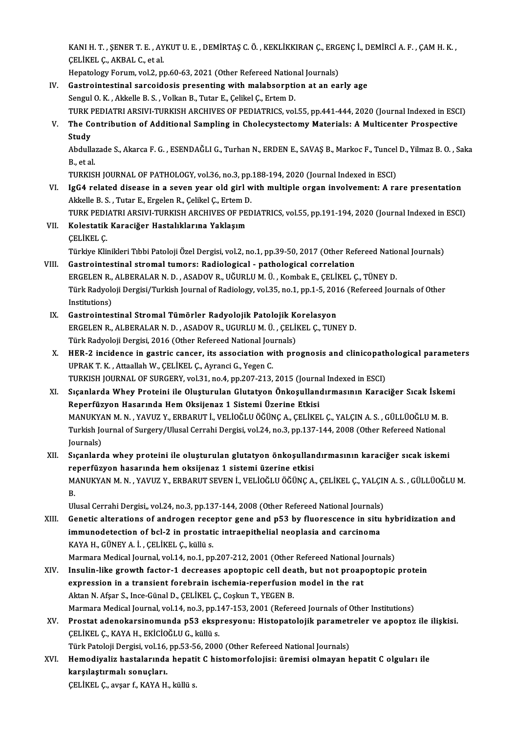KANI H. T. , ŞENER T. E. , AYKUT U. E. , DEMİRTAŞ C. Ö. , KEKLİKKIRAN Ç., ERGENÇ İ., DEMİRCİ A. F. , ÇAM H. K. , ÇELİKEL Ç., AKBAL C., et al.
Hepatology Forum, vol.2, pp.60-63, 2021 (Other Refereed National Journals)

IV. **Gastrointestinal sarcoidosis presenting with malabsorption at an early age**
Sengul O. K. , Akkelle B. S. , Volkan B., Tutar E., Çelikel Ç., Ertem D.
TURK PEDIATRI ARSIVI-TURKISH ARCHIVES OF PEDIATRICS, vol.55, pp.441-444, 2020 (Journal Indexed in ESCI)

V. **The Contribution of Additional Sampling in Cholecystectomy Materials: A Multicenter Prospective Study**
Abdullazade S., Akarca F. G. , ESENDAĞLI G., Turhan N., ERDEN E., SAVAŞ B., Markoc F., Tuncel D., Yilmaz B. O. , Saka B., et al.
TURKISH JOURNAL OF PATHOLOGY, vol.36, no.3, pp.188-194, 2020 (Journal Indexed in ESCI)

VI. **IgG4 related disease in a seven year old girl with multiple organ involvement: A rare presentation**
Akkelle B. S. , Tutar E., Ergelen R., Çelikel Ç., Ertem D.
TURK PEDIATRI ARSIVI-TURKISH ARCHIVES OF PEDIATRICS, vol.55, pp.191-194, 2020 (Journal Indexed in ESCI)

VII. **Kolestatik Karaciğer Hastalıklarına Yaklaşım**
ÇELİKEL Ç.
Türkiye Klinikleri Tıbbi Patoloji Özel Dergisi, vol.2, no.1, pp.39-50, 2017 (Other Refereed National Journals)

VIII. **Gastrointestinal stromal tumors: Radiological - pathological correlation**
ERGELEN R., ALBERALAR N. D. , ASADOV R., UĞURLU M. Ü. , Kombak E., ÇELİKEL Ç., TÜNEY D.
Türk Radyoloji Dergisi/Turkish Journal of Radiology, vol.35, no.1, pp.1-5, 2016 (Refereed Journals of Other Institutions)

IX. **Gastrointestinal Stromal Tümörler Radyolojik Patolojik Korelasyon**
ERGELEN R., ALBERALAR N. D. , ASADOV R., UGURLU M. Ü. , ÇELİKEL Ç., TUNEY D.
Türk Radyoloji Dergisi, 2016 (Other Refereed National Journals)

X. **HER-2 incidence in gastric cancer, its association with prognosis and clinicopathological parameters**
UPRAK T. K. , Attaallah W., ÇELİKEL Ç., Ayranci G., Yegen C.
TURKISH JOURNAL OF SURGERY, vol.31, no.4, pp.207-213, 2015 (Journal Indexed in ESCI)

XI. **Sıçanlarda Whey Proteini ile Oluşturulan Glutatyon Önkoşullandırmasının Karaciğer Sıcak İskemi Reperfüzyon Hasarında Hem Oksijenaz 1 Sistemi Üzerine Etkisi**
MANUKYAN M. N. , YAVUZ Y., ERBARUT İ., VELİOĞLU ÖĞÜNÇ A., ÇELİKEL Ç., YALÇIN A. S. , GÜLLÜOĞLU M. B.
Turkish Journal of Surgery/Ulusal Cerrahi Dergisi, vol.24, no.3, pp.137-144, 2008 (Other Refereed National Journals)

XII. **Sıçanlarda whey proteini ile oluşturulan glutatyon önkoşullandırmasının karaciğer sıcak iskemi reperfüzyon hasarında hem oksijenaz 1 sistemi üzerine etkisi**
MANUKYAN M. N. , YAVUZ Y., ERBARUT SEVEN İ., VELİOĞLU ÖĞÜNÇ A., ÇELİKEL Ç., YALÇIN A. S. , GÜLLÜOĞLU M. B.
Ulusal Cerrahi Dergisi,, vol.24, no.3, pp.137-144, 2008 (Other Refereed National Journals)

XIII. **Genetic alterations of androgen receptor gene and p53 by fluorescence in situ hybridization and immunodetection of bcl-2 in prostatic intraepithelial neoplasia and carcinoma**
KAYA H., GÜNEY A. İ. , ÇELİKEL Ç., küllü s.
Marmara Medical Journal, vol.14, no.1, pp.207-212, 2001 (Other Refereed National Journals)

XIV. **Insulin-like growth factor-1 decreases apoptopic cell death, but not proapoptopic protein expression in a transient forebrain ischemia-reperfusion model in the rat**
Aktan N. Afşar S., Ince-Günal D., ÇELİKEL Ç., Coşkun T., YEGEN B.
Marmara Medical Journal, vol.14, no.3, pp.147-153, 2001 (Refereed Journals of Other Institutions)

XV. **Prostat adenokarsinomunda p53 ekspresyonu: Histopatolojik parametreler ve apoptoz ile ilişkisi.**
ÇELİKEL Ç., KAYA H., EKİCİOĞLU G., küllü s.
Türk Patoloji Dergisi, vol.16, pp.53-56, 2000 (Other Refereed National Journals)

XVI. **Hemodiyaliz hastalarında hepatit C histomorfolojisi: üremisi olmayan hepatit C olguları ile karşılaştırmalı sonuçları.**
ÇELİKEL Ç., avşar f., KAYA H., küllü s.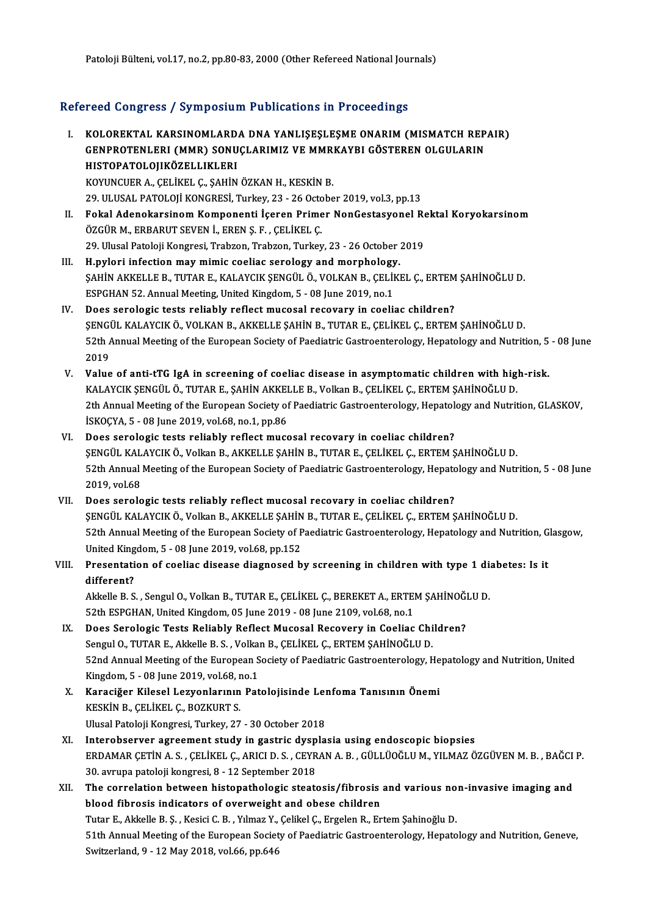Patoloji Bülteni, vol.17, no.2, pp.80-83, 2000 (Other Refereed National Journals)

## Refereed Congress / Symposium Publications in Proceedings

I. **KOLOREKTAL KARSINOMLARDA DNA YANLIŞEŞLEŞME ONARIM (MISMATCH REPAIR) GENPROTENLERI (MMR) SONUÇLARIMIZ VE MMRKAYBI GÖSTEREN OLGULARIN HISTOPATOLOJIKÖZELLIKLERI**
KOYUNCUER A., ÇELİKEL Ç., ŞAHİN ÖZKAN H., KESKİN B.
29. ULUSAL PATOLOJİ KONGRESİ, Turkey, 23 - 26 October 2019, vol.3, pp.13

II. **Fokal Adenokarsinom Komponenti İçeren Primer NonGestasyonel Rektal Koryokarsinom**
ÖZGÜR M., ERBARUT SEVEN İ., EREN Ş. F. , ÇELİKEL Ç.
29. Ulusal Patoloji Kongresi, Trabzon, Trabzon, Turkey, 23 - 26 October 2019

III. **H.pylori infection may mimic coeliac serology and morphology.**
ŞAHİN AKKELLE B., TUTAR E., KALAYCIK ŞENGÜL Ö., VOLKAN B., ÇELİKEL Ç., ERTEM ŞAHİNOĞLU D.
ESPGHAN 52. Annual Meeting, United Kingdom, 5 - 08 June 2019, no.1

IV. **Does serologic tests reliably reflect mucosal recovery in coeliac children?**
ŞENGÜL KALAYCIK Ö., VOLKAN B., AKKELLE ŞAHİN B., TUTAR E., ÇELİKEL Ç., ERTEM ŞAHİNOĞLU D.
52th Annual Meeting of the European Society of Paediatric Gastroenterology, Hepatology and Nutrition, 5 - 08 June 2019

V. **Value of anti-tTG IgA in screening of coeliac disease in asymptomatic children with high-risk.**
KALAYCIK ŞENGÜL Ö., TUTAR E., ŞAHİN AKKELLE B., Volkan B., ÇELİKEL Ç., ERTEM ŞAHİNOĞLU D.
2th Annual Meeting of the European Society of Paediatric Gastroenterology, Hepatology and Nutrition, GLASKOV, İSKOÇYA, 5 - 08 June 2019, vol.68, no.1, pp.86

VI. **Does serologic tests reliably reflect mucosal recovery in coeliac children?**
ŞENGÜL KALAYCIK Ö., Volkan B., AKKELLE ŞAHİN B., TUTAR E., ÇELİKEL Ç., ERTEM ŞAHİNOĞLU D.
52th Annual Meeting of the European Society of Paediatric Gastroenterology, Hepatology and Nutrition, 5 - 08 June 2019, vol.68

VII. **Does serologic tests reliably reflect mucosal recovery in coeliac children?**
ŞENGÜL KALAYCIK Ö., Volkan B., AKKELLE ŞAHİN B., TUTAR E., ÇELİKEL Ç., ERTEM ŞAHİNOĞLU D.
52th Annual Meeting of the European Society of Paediatric Gastroenterology, Hepatology and Nutrition, Glasgow, United Kingdom, 5 - 08 June 2019, vol.68, pp.152

VIII. **Presentation of coeliac disease diagnosed by screening in children with type 1 diabetes: Is it different?**
Akkelle B. S. , Sengul O., Volkan B., TUTAR E., ÇELİKEL Ç., BEREKET A., ERTEM ŞAHİNOĞLU D.
52th ESPGHAN, United Kingdom, 05 June 2019 - 08 June 2109, vol.68, no.1

IX. **Does Serologic Tests Reliably Reflect Mucosal Recovery in Coeliac Children?**
Sengul O., TUTAR E., Akkelle B. S. , Volkan B., ÇELİKEL Ç., ERTEM ŞAHİNOĞLU D.
52nd Annual Meeting of the European Society of Paediatric Gastroenterology, Hepatology and Nutrition, United Kingdom, 5 - 08 June 2019, vol.68, no.1

X. **Karaciğer Kilesel Lezyonlarının Patolojisinde Lenfoma Tanısının Önemi**
KESKİN B., ÇELİKEL Ç., BOZKURT S.
Ulusal Patoloji Kongresi, Turkey, 27 - 30 October 2018

XI. **Interobserver agreement study in gastric dysplasia using endoscopic biopsies**
ERDAMAR ÇETİN A. S. , ÇELİKEL Ç., ARICI D. S. , CEYRAN A. B. , GÜLLÜOĞLU M., YILMAZ ÖZGÜVEN M. B. , BAĞCI P.
30. avrupa patoloji kongresi, 8 - 12 September 2018

XII. **The correlation between histopathologic steatosis/fibrosis and various non-invasive imaging and blood fibrosis indicators of overweight and obese children**
Tutar E., Akkelle B. Ş. , Kesici C. B. , Yılmaz Y., Çelikel Ç., Ergelen R., Ertem Şahinoğlu D.
51th Annual Meeting of the European Society of Paediatric Gastroenterology, Hepatology and Nutrition, Geneve, Switzerland, 9 - 12 May 2018, vol.66, pp.646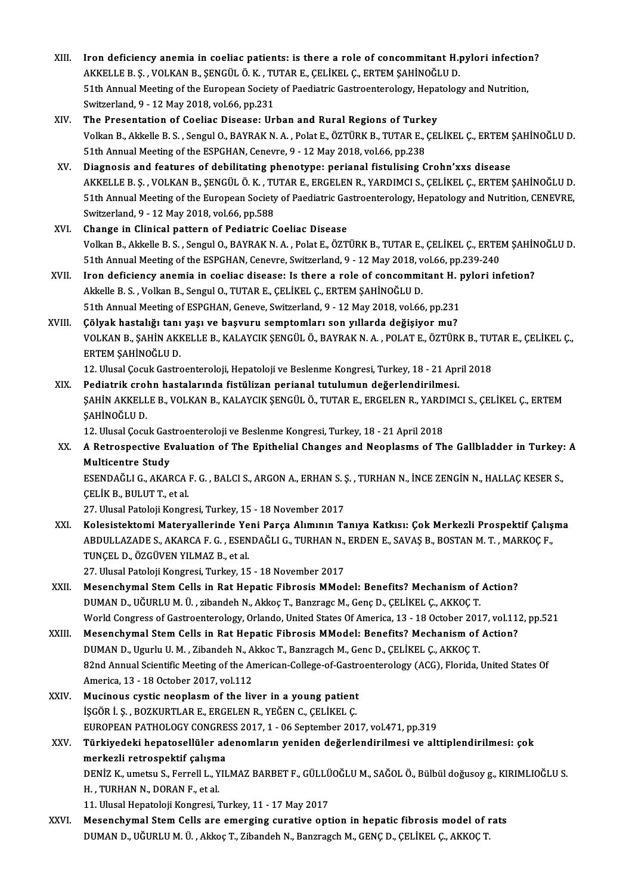XIII. **Iron deficiency anemia in coeliac patients: is there a role of concommitant H.pylori infection?**
AKKELLE B. Ş. , VOLKAN B., ŞENGÜL Ö. K. , TUTAR E., ÇELİKEL Ç., ERTEM ŞAHİNOĞLU D.
51th Annual Meeting of the European Society of Paediatric Gastroenterology, Hepatology and Nutrition, Switzerland, 9 - 12 May 2018, vol.66, pp.231

XIV. **The Presentation of Coeliac Disease: Urban and Rural Regions of Turkey**
Volkan B., Akkelle B. S. , Sengul O., BAYRAK N. A. , Polat E., ÖZTÜRK B., TUTAR E., ÇELİKEL Ç., ERTEM ŞAHİNOĞLU D.
51th Annual Meeting of the ESPGHAN, Cenevre, 9 - 12 May 2018, vol.66, pp.238

XV. **Diagnosis and features of debilitating phenotype: perianal fistulising Crohn'xxs disease**
AKKELLE B. Ş. , VOLKAN B., ŞENGÜL Ö. K. , TUTAR E., ERGELEN R., YARDIMCI S., ÇELİKEL Ç., ERTEM ŞAHİNOĞLU D.
51th Annual Meeting of the European Society of Paediatric Gastroenterology, Hepatology and Nutrition, CENEVRE, Switzerland, 9 - 12 May 2018, vol.66, pp.588

XVI. **Change in Clinical pattern of Pediatric Coeliac Disease**
Volkan B., Akkelle B. S. , Sengul O., BAYRAK N. A. , Polat E., ÖZTÜRK B., TUTAR E., ÇELİKEL Ç., ERTEM ŞAHİNOĞLU D.
51th Annual Meeting of the ESPGHAN, Cenevre, Switzerland, 9 - 12 May 2018, vol.66, pp.239-240

XVII. **Iron deficiency anemia in coeliac disease: Is there a role of concommitant H. pylori infetion?**
Akkelle B. S. , Volkan B., Sengul O., TUTAR E., ÇELİKEL Ç., ERTEM ŞAHİNOĞLU D.
51th Annual Meeting of ESPGHAN, Geneve, Switzerland, 9 - 12 May 2018, vol.66, pp.231

XVIII. **Çölyak hastalığı tanı yaşı ve başvuru semptomları son yıllarda değişiyor mu?**
VOLKAN B., ŞAHİN AKKELLE B., KALAYCIK ŞENGÜL Ö., BAYRAK N. A. , POLAT E., ÖZTÜRK B., TUTAR E., ÇELİKEL Ç., ERTEM ŞAHİNOĞLU D.
12. Ulusal Çocuk Gastroenteroloji, Hepatoloji ve Beslenme Kongresi, Turkey, 18 - 21 April 2018

XIX. **Pediatrik crohn hastalarında fistülizan perianal tutulumun değerlendirilmesi.**
ŞAHİN AKKELLE B., VOLKAN B., KALAYCIK ŞENGÜL Ö., TUTAR E., ERGELEN R., YARDIMCI S., ÇELİKEL Ç., ERTEM ŞAHİNOĞLU D.
12. Ulusal Çocuk Gastroenteroloji ve Beslenme Kongresi, Turkey, 18 - 21 April 2018

XX. **A Retrospective Evaluation of The Epithelial Changes and Neoplasms of The Gallbladder in Turkey: A Multicentre Study**
ESENDAĞLI G., AKARCA F. G. , BALCI S., ARGON A., ERHAN S. Ş. , TURHAN N., İNCE ZENGİN N., HALLAÇ KESER S., ÇELİK B., BULUT T., et al.
27. Ulusal Patoloji Kongresi, Turkey, 15 - 18 November 2017

XXI. **Kolesistektomi Materyallerinde Yeni Parça Alımının Tanıya Katkısı: Çok Merkezli Prospektif Çalışma**
ABDULLAZADE S., AKARCA F. G. , ESENDAĞLI G., TURHAN N., ERDEN E., SAVAŞ B., BOSTAN M. T. , MARKOÇ F., TUNÇEL D., ÖZGÜVEN YILMAZ B., et al.
27. Ulusal Patoloji Kongresi, Turkey, 15 - 18 November 2017

XXII. **Mesenchymal Stem Cells in Rat Hepatic Fibrosis MModel: Benefits? Mechanism of Action?**
DUMAN D., UĞURLU M. Ü. , zibandeh N., Akkoç T., Banzragc M., Genç D., ÇELİKEL Ç., AKKOÇ T.
World Congress of Gastroenterology, Orlando, United States Of America, 13 - 18 October 2017, vol.112, pp.521

XXIII. **Mesenchymal Stem Cells in Rat Hepatic Fibrosis MModel: Benefits? Mechanism of Action?**
DUMAN D., Ugurlu U. M. , Zibandeh N., Akkoc T., Banzragch M., Genc D., ÇELİKEL Ç., AKKOÇ T.
82nd Annual Scientific Meeting of the American-College-of-Gastroenterology (ACG), Florida, United States Of America, 13 - 18 October 2017, vol.112

XXIV. **Mucinous cystic neoplasm of the liver in a young patient**
İŞGÖR İ. Ş. , BOZKURTLAR E., ERGELEN R., YEĞEN C., ÇELİKEL Ç.
EUROPEAN PATHOLOGY CONGRESS 2017, 1 - 06 September 2017, vol.471, pp.319

XXV. **Türkiyedeki hepatosellüler adenomların yeniden değerlendirilmesi ve altiplendirilmesi: çok merkezli retrospektif çalışma**
DENİZ K., umetsu S., Ferrell L., YILMAZ BARBET F., GÜLLÜOĞLU M., SAĞOL Ö., Bülbül doğusoy g., KIRIMLIOĞLU S. H. , TURHAN N., DORAN F., et al.
11. Ulusal Hepatoloji Kongresi, Turkey, 11 - 17 May 2017

XXVI. **Mesenchymal Stem Cells are emerging curative option in hepatic fibrosis model of rats**
DUMAN D., UĞURLU M. Ü. , Akkoç T., Zibandeh N., Banzragch M., GENÇ D., ÇELİKEL Ç., AKKOÇ T.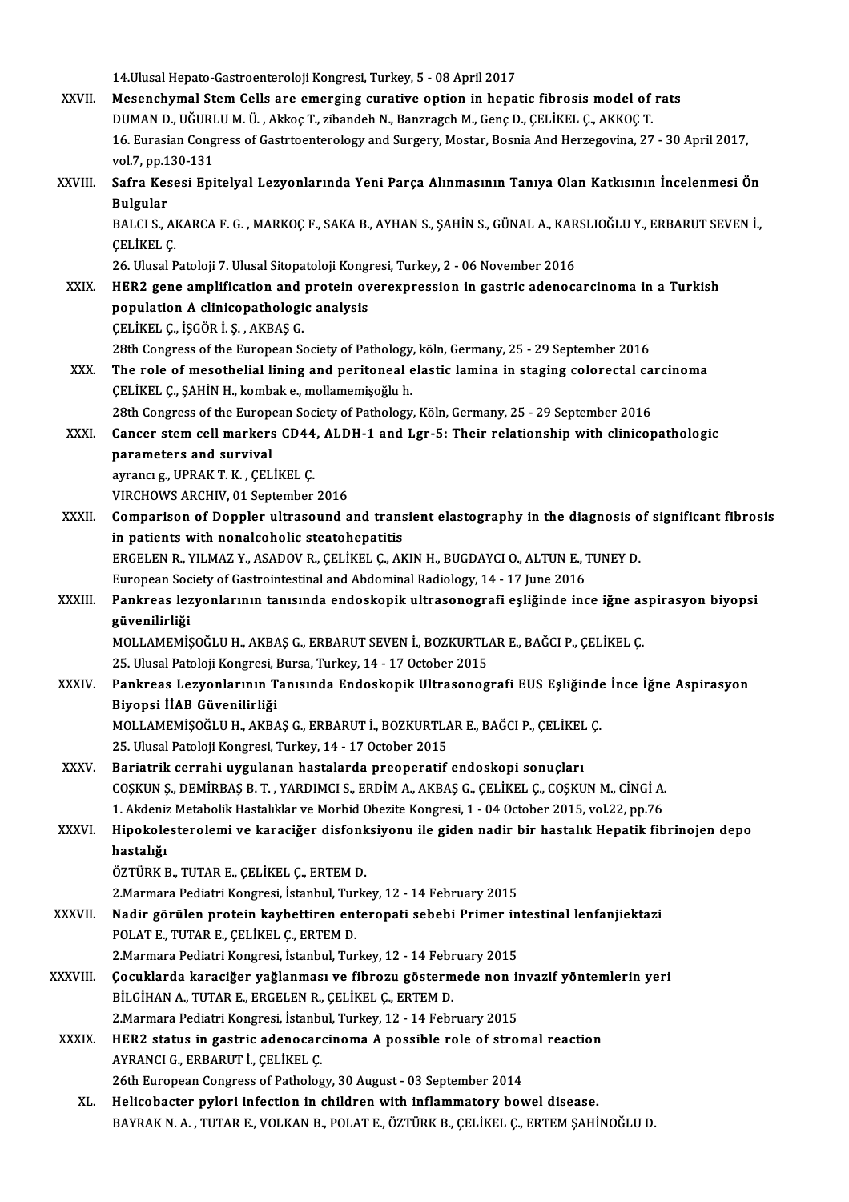14.Ulusal Hepato-Gastroenteroloji Kongresi, Turkey, 5 - 08 April 2017

XXVII. **Mesenchymal Stem Cells are emerging curative option in hepatic fibrosis model of rats**
DUMAN D., UĞURLU M. Ü. , Akkoç T., zibandeh N., Banzragch M., Genç D., ÇELİKEL Ç., AKKOÇ T.
16. Eurasian Congress of Gastrtoenterology and Surgery, Mostar, Bosnia And Herzegovina, 27 - 30 April 2017, vol.7, pp.130-131

XXVIII. **Safra Kesesi Epitelyal Lezyonlarında Yeni Parça Alınmasının Tanıya Olan Katkısının İncelenmesi Ön Bulgular**
BALCI S., AKARCA F. G. , MARKOÇ F., SAKA B., AYHAN S., ŞAHİN S., GÜNAL A., KARSLIOĞLU Y., ERBARUT SEVEN İ., ÇELİKEL Ç.
26. Ulusal Patoloji 7. Ulusal Sitopatoloji Kongresi, Turkey, 2 - 06 November 2016

XXIX. **HER2 gene amplification and protein overexpression in gastric adenocarcinoma in a Turkish population A clinicopathologic analysis**
ÇELİKEL Ç., İŞGÖR İ. Ş. , AKBAŞ G.
28th Congress of the European Society of Pathology, köln, Germany, 25 - 29 September 2016

XXX. **The role of mesothelial lining and peritoneal elastic lamina in staging colorectal carcinoma**
ÇELİKEL Ç., ŞAHİN H., kombak e., mollamemişoğlu h.
28th Congress of the European Society of Pathology, Köln, Germany, 25 - 29 September 2016

XXXI. **Cancer stem cell markers CD44, ALDH-1 and Lgr-5: Their relationship with clinicopathologic parameters and survival**
ayrancı g., UPRAK T. K. , ÇELİKEL Ç.
VIRCHOWS ARCHIV, 01 September 2016

XXXII. **Comparison of Doppler ultrasound and transient elastography in the diagnosis of significant fibrosis in patients with nonalcoholic steatohepatitis**
ERGELEN R., YILMAZ Y., ASADOV R., ÇELİKEL Ç., AKIN H., BUGDAYCI O., ALTUN E., TUNEY D.
European Society of Gastrointestinal and Abdominal Radiology, 14 - 17 June 2016

XXXIII. **Pankreas lezyonlarının tanısında endoskopik ultrasonografi eşliğinde ince iğne aspirasyon biyopsi güvenilirliği**
MOLLAMEMİŞOĞLU H., AKBAŞ G., ERBARUT SEVEN İ., BOZKURTLAR E., BAĞCI P., ÇELİKEL Ç.
25. Ulusal Patoloji Kongresi, Bursa, Turkey, 14 - 17 October 2015

XXXIV. **Pankreas Lezyonlarının Tanısında Endoskopik Ultrasonografi EUS Eşliğinde İnce İğne Aspirasyon Biyopsi İİAB Güvenilirliği**
MOLLAMEMİŞOĞLU H., AKBAŞ G., ERBARUT İ., BOZKURTLAR E., BAĞCI P., ÇELİKEL Ç.
25. Ulusal Patoloji Kongresi, Turkey, 14 - 17 October 2015

XXXV. **Bariatrik cerrahi uygulanan hastalarda preoperatif endoskopi sonuçları**
COŞKUN Ş., DEMİRBAŞ B. T. , YARDIMCI S., ERDİM A., AKBAŞ G., ÇELİKEL Ç., COŞKUN M., CİNGİ A.
1. Akdeniz Metabolik Hastalıklar ve Morbid Obezite Kongresi, 1 - 04 October 2015, vol.22, pp.76

XXXVI. **Hipokolesterolemi ve karaciğer disfonksiyonu ile giden nadir bir hastalık Hepatik fibrinojen depo hastalığı**
ÖZTÜRK B., TUTAR E., ÇELİKEL Ç., ERTEM D.
2.Marmara Pediatri Kongresi, İstanbul, Turkey, 12 - 14 February 2015

XXXVII. **Nadir görülen protein kaybettiren enteropati sebebi Primer intestinal lenfanjiektazi**
POLAT E., TUTAR E., ÇELİKEL Ç., ERTEM D.
2.Marmara Pediatri Kongresi, İstanbul, Turkey, 12 - 14 February 2015

XXXVIII. **Çocuklarda karaciğer yağlanması ve fibrozu göstermede non invazif yöntemlerin yeri**
BİLGİHAN A., TUTAR E., ERGELEN R., ÇELİKEL Ç., ERTEM D.
2.Marmara Pediatri Kongresi, İstanbul, Turkey, 12 - 14 February 2015

XXXIX. **HER2 status in gastric adenocarcinoma A possible role of stromal reaction**
AYRANCI G., ERBARUT İ., ÇELİKEL Ç.
26th European Congress of Pathology, 30 August - 03 September 2014

XL. **Helicobacter pylori infection in children with inflammatory bowel disease.**
BAYRAK N. A. , TUTAR E., VOLKAN B., POLAT E., ÖZTÜRK B., ÇELİKEL Ç., ERTEM ŞAHİNOĞLU D.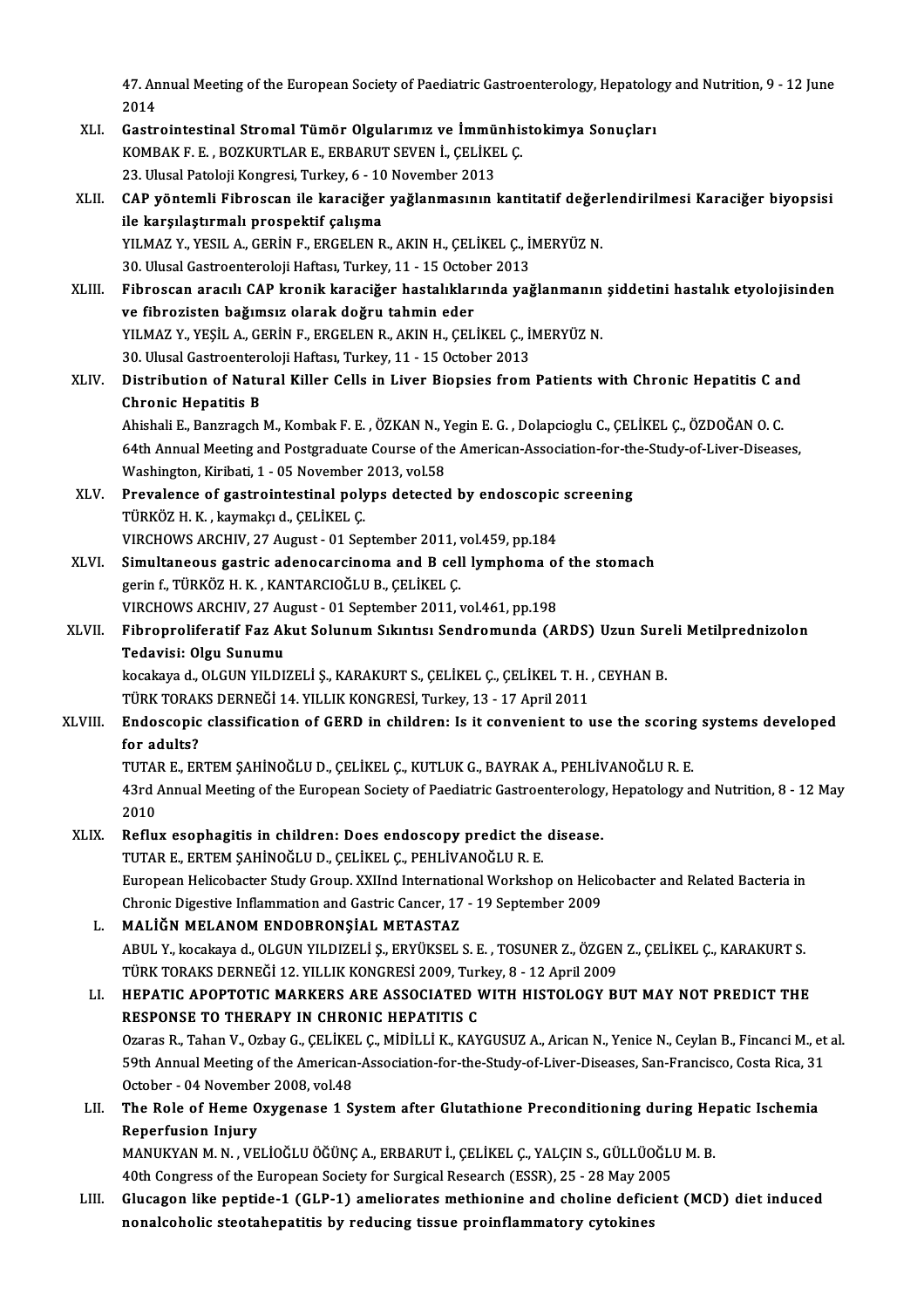47. Annual Meeting of the European Society of Paediatric Gastroenterology, Hepatology and Nutrition, 9 - 12 June 2014

XLI. **Gastrointestinal Stromal Tümör Olgularımız ve İmmünhistokimya Sonuçları**
KOMBAK F. E. , BOZKURTLAR E., ERBARUT SEVEN İ., ÇELİKEL Ç.
23. Ulusal Patoloji Kongresi, Turkey, 6 - 10 November 2013

XLII. **CAP yöntemli Fibroscan ile karaciğer yağlanmasının kantitatif değerlendirilmesi Karaciğer biyopsisi ile karşılaştırmalı prospektif çalışma**
YILMAZ Y., YESIL A., GERİN F., ERGELEN R., AKIN H., ÇELİKEL Ç., İMERYÜZ N.
30. Ulusal Gastroenteroloji Haftası, Turkey, 11 - 15 October 2013

XLIII. **Fibroscan aracılı CAP kronik karaciğer hastalıklarında yağlanmanın şiddetini hastalık etyolojisinden ve fibrozisten bağımsız olarak doğru tahmin eder**
YILMAZ Y., YEŞİL A., GERİN F., ERGELEN R., AKIN H., ÇELİKEL Ç., İMERYÜZ N.
30. Ulusal Gastroenteroloji Haftası, Turkey, 11 - 15 October 2013

XLIV. **Distribution of Natural Killer Cells in Liver Biopsies from Patients with Chronic Hepatitis C and Chronic Hepatitis B**
Ahishali E., Banzragch M., Kombak F. E. , ÖZKAN N., Yegin E. G. , Dolapcioglu C., ÇELİKEL Ç., ÖZDOĞAN O. C.
64th Annual Meeting and Postgraduate Course of the American-Association-for-the-Study-of-Liver-Diseases, Washington, Kiribati, 1 - 05 November 2013, vol.58

XLV. **Prevalence of gastrointestinal polyps detected by endoscopic screening**
TÜRKÖZ H. K. , kaymakçı d., ÇELİKEL Ç.
VIRCHOWS ARCHIV, 27 August - 01 September 2011, vol.459, pp.184

XLVI. **Simultaneous gastric adenocarcinoma and B cell lymphoma of the stomach**
gerin f., TÜRKÖZ H. K. , KANTARCIOĞLU B., ÇELİKEL Ç.
VIRCHOWS ARCHIV, 27 August - 01 September 2011, vol.461, pp.198

XLVII. **Fibroproliferatif Faz Akut Solunum Sıkıntısı Sendromunda (ARDS) Uzun Sureli Metilprednizolon Tedavisi: Olgu Sunumu**
kocakaya d., OLGUN YILDIZELİ Ş., KARAKURT S., ÇELİKEL Ç., ÇELİKEL T. H. , CEYHAN B.
TÜRK TORAKS DERNEĞİ 14. YILLIK KONGRESİ, Turkey, 13 - 17 April 2011

XLVIII. **Endoscopic classification of GERD in children: Is it convenient to use the scoring systems developed for adults?**
TUTAR E., ERTEM ŞAHİNOĞLU D., ÇELİKEL Ç., KUTLUK G., BAYRAK A., PEHLİVANOĞLU R. E.
43rd Annual Meeting of the European Society of Paediatric Gastroenterology, Hepatology and Nutrition, 8 - 12 May 2010

XLIX. **Reflux esophagitis in children: Does endoscopy predict the disease.**
TUTAR E., ERTEM ŞAHİNOĞLU D., ÇELİKEL Ç., PEHLİVANOĞLU R. E.
European Helicobacter Study Group. XXIInd International Workshop on Helicobacter and Related Bacteria in Chronic Digestive Inflammation and Gastric Cancer, 17 - 19 September 2009

L. **MALİĞN MELANOM ENDOBRONŞİAL METASTAZ**
ABUL Y., kocakaya d., OLGUN YILDIZELİ Ş., ERYÜKSEL S. E. , TOSUNER Z., ÖZGEN Z., ÇELİKEL Ç., KARAKURT S.
TÜRK TORAKS DERNEĞİ 12. YILLIK KONGRESİ 2009, Turkey, 8 - 12 April 2009

LI. **HEPATIC APOPTOTIC MARKERS ARE ASSOCIATED WITH HISTOLOGY BUT MAY NOT PREDICT THE RESPONSE TO THERAPY IN CHRONIC HEPATITIS C**
Ozaras R., Tahan V., Ozbay G., ÇELİKEL Ç., MİDİLLİ K., KAYGUSUZ A., Arican N., Yenice N., Ceylan B., Fincanci M., et al.
59th Annual Meeting of the American-Association-for-the-Study-of-Liver-Diseases, San-Francisco, Costa Rica, 31 October - 04 November 2008, vol.48

LII. **The Role of Heme Oxygenase 1 System after Glutathione Preconditioning during Hepatic Ischemia Reperfusion Injury**
MANUKYAN M. N. , VELİOĞLU ÖĞÜNÇ A., ERBARUT İ., ÇELİKEL Ç., YALÇIN S., GÜLLÜOĞLU M. B.
40th Congress of the European Society for Surgical Research (ESSR), 25 - 28 May 2005

LIII. **Glucagon like peptide-1 (GLP-1) ameliorates methionine and choline deficient (MCD) diet induced nonalcoholic steotahepatitis by reducing tissue proinflammatory cytokines**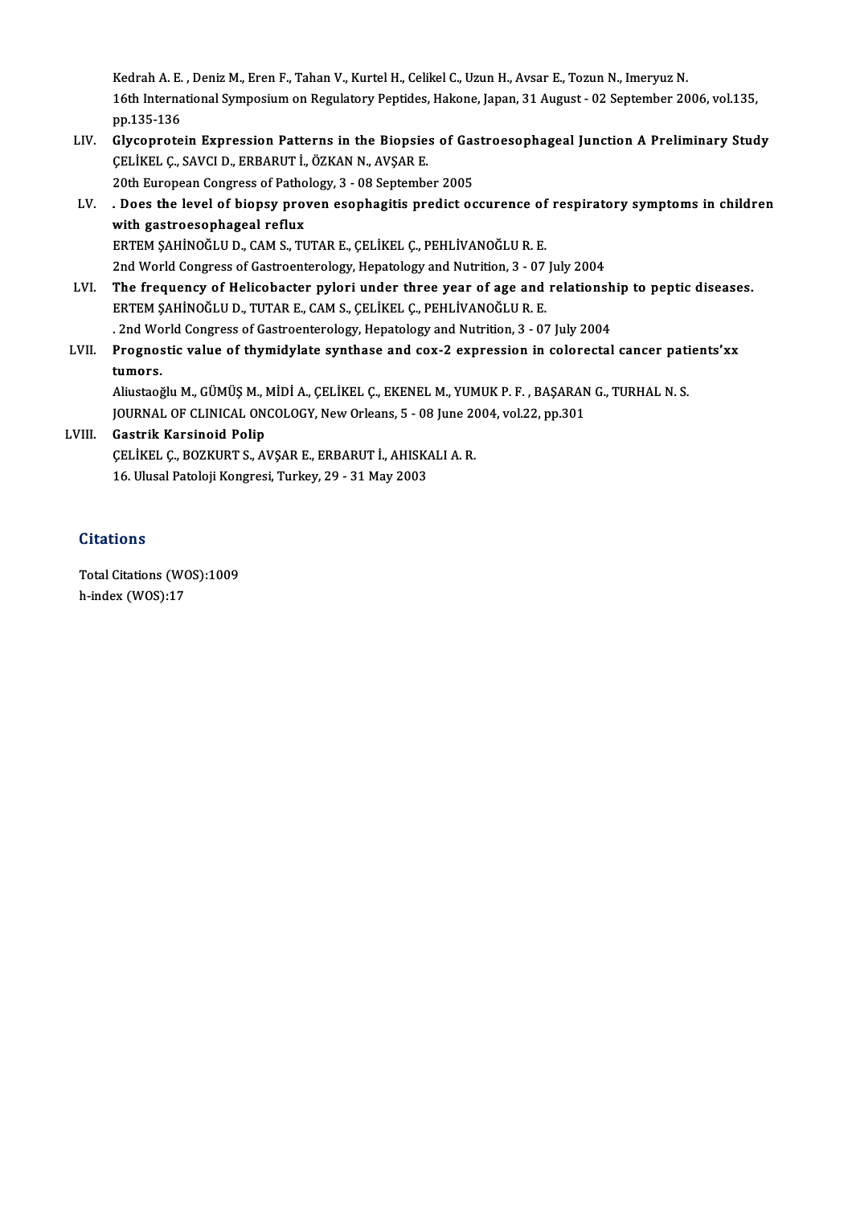Kedrah A. E. , Deniz M., Eren F., Tahan V., Kurtel H., Celikel C., Uzun H., Avsar E., Tozun N., Imeryuz N.
16th International Symposium on Regulatory Peptides, Hakone, Japan, 31 August - 02 September 2006, vol.135, pp.135-136

LIV. **Glycoprotein Expression Patterns in the Biopsies of Gastroesophageal Junction A Preliminary Study**
ÇELİKEL Ç., SAVCI D., ERBARUT İ., ÖZKAN N., AVŞAR E.
20th European Congress of Pathology, 3 - 08 September 2005

LV. **. Does the level of biopsy proven esophagitis predict occurence of respiratory symptoms in children with gastroesophageal reflux**
ERTEM ŞAHİNOĞLU D., CAM S., TUTAR E., ÇELİKEL Ç., PEHLİVANOĞLU R. E.
2nd World Congress of Gastroenterology, Hepatology and Nutrition, 3 - 07 July 2004

LVI. **The frequency of Helicobacter pylori under three year of age and relationship to peptic diseases.**
ERTEM ŞAHİNOĞLU D., TUTAR E., CAM S., ÇELİKEL Ç., PEHLİVANOĞLU R. E.
. 2nd World Congress of Gastroenterology, Hepatology and Nutrition, 3 - 07 July 2004

LVII. **Prognostic value of thymidylate synthase and cox-2 expression in colorectal cancer patients'xx tumors.**
Aliustaoğlu M., GÜMÜŞ M., MİDİ A., ÇELİKEL Ç., EKENEL M., YUMUK P. F. , BAŞARAN G., TURHAL N. S.
JOURNAL OF CLINICAL ONCOLOGY, New Orleans, 5 - 08 June 2004, vol.22, pp.301

LVIII. **Gastrik Karsinoid Polip**
ÇELİKEL Ç., BOZKURT S., AVŞAR E., ERBARUT İ., AHISKALI A. R.
16. Ulusal Patoloji Kongresi, Turkey, 29 - 31 May 2003

## Citations

Total Citations (WOS):1009
h-index (WOS):17